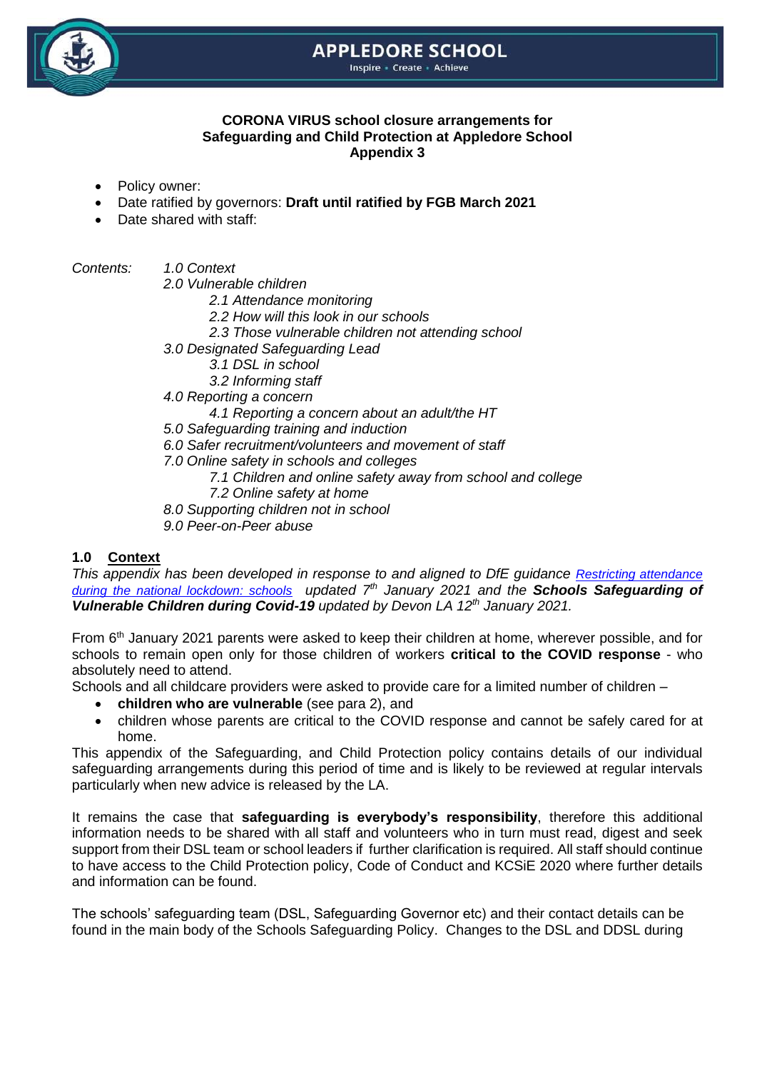**APPLEDORE SCHOOL**
Inspire • Create • Achieve

**CORONA VIRUS school closure arrangements for Safeguarding and Child Protection at Appledore School Appendix 3**

- Policy owner:
- Date ratified by governors: **Draft until ratified by FGB March 2021**
- Date shared with staff:

*Contents:*

*1.0 Context*
*2.0 Vulnerable children*
  *2.1 Attendance monitoring*
  *2.2 How will this look in our schools*
  *2.3 Those vulnerable children not attending school*
*3.0 Designated Safeguarding Lead*
  *3.1 DSL in school*
  *3.2 Informing staff*
*4.0 Reporting a concern*
  *4.1 Reporting a concern about an adult/the HT*
*5.0 Safeguarding training and induction*
*6.0 Safer recruitment/volunteers and movement of staff*
*7.0 Online safety in schools and colleges*
  *7.1 Children and online safety away from school and college*
  *7.2 Online safety at home*
*8.0 Supporting children not in school*
*9.0 Peer-on-Peer abuse*

## 1.0 Context

*This appendix has been developed in response to and aligned to DfE guidance [Restricting attendance during the national lockdown: schools](#) updated 7th January 2021 and the **Schools Safeguarding of Vulnerable Children during Covid-19** updated by Devon LA 12th January 2021.*

From 6th January 2021 parents were asked to keep their children at home, wherever possible, and for schools to remain open only for those children of workers **critical to the COVID response** - who absolutely need to attend.

Schools and all childcare providers were asked to provide care for a limited number of children –

- **children who are vulnerable** (see para 2), and
- children whose parents are critical to the COVID response and cannot be safely cared for at home.

This appendix of the Safeguarding, and Child Protection policy contains details of our individual safeguarding arrangements during this period of time and is likely to be reviewed at regular intervals particularly when new advice is released by the LA.

It remains the case that **safeguarding is everybody's responsibility**, therefore this additional information needs to be shared with all staff and volunteers who in turn must read, digest and seek support from their DSL team or school leaders if further clarification is required. All staff should continue to have access to the Child Protection policy, Code of Conduct and KCSiE 2020 where further details and information can be found.

The schools' safeguarding team (DSL, Safeguarding Governor etc) and their contact details can be found in the main body of the Schools Safeguarding Policy. Changes to the DSL and DDSL during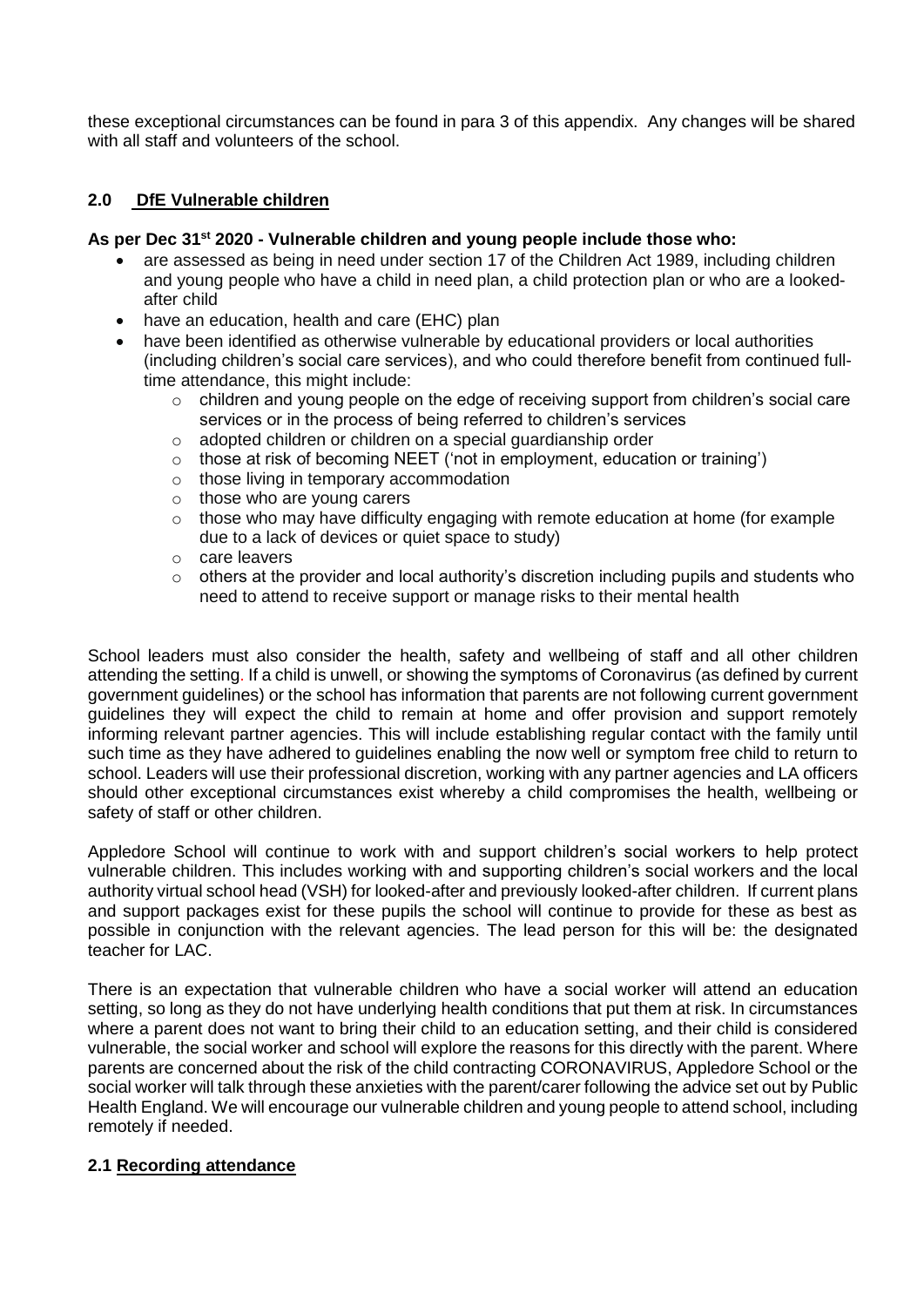these exceptional circumstances can be found in para 3 of this appendix. Any changes will be shared with all staff and volunteers of the school.

## 2.0 DfE Vulnerable children

**As per Dec 31st 2020 - Vulnerable children and young people include those who:**

- are assessed as being in need under section 17 of the Children Act 1989, including children and young people who have a child in need plan, a child protection plan or who are a looked-after child
- have an education, health and care (EHC) plan
- have been identified as otherwise vulnerable by educational providers or local authorities (including children's social care services), and who could therefore benefit from continued full-time attendance, this might include:
    - children and young people on the edge of receiving support from children's social care services or in the process of being referred to children's services
    - adopted children or children on a special guardianship order
    - those at risk of becoming NEET ('not in employment, education or training')
    - those living in temporary accommodation
    - those who are young carers
    - those who may have difficulty engaging with remote education at home (for example due to a lack of devices or quiet space to study)
    - care leavers
    - others at the provider and local authority's discretion including pupils and students who need to attend to receive support or manage risks to their mental health

School leaders must also consider the health, safety and wellbeing of staff and all other children attending the setting. If a child is unwell, or showing the symptoms of Coronavirus (as defined by current government guidelines) or the school has information that parents are not following current government guidelines they will expect the child to remain at home and offer provision and support remotely informing relevant partner agencies. This will include establishing regular contact with the family until such time as they have adhered to guidelines enabling the now well or symptom free child to return to school. Leaders will use their professional discretion, working with any partner agencies and LA officers should other exceptional circumstances exist whereby a child compromises the health, wellbeing or safety of staff or other children.

Appledore School will continue to work with and support children's social workers to help protect vulnerable children. This includes working with and supporting children's social workers and the local authority virtual school head (VSH) for looked-after and previously looked-after children. If current plans and support packages exist for these pupils the school will continue to provide for these as best as possible in conjunction with the relevant agencies. The lead person for this will be: the designated teacher for LAC.

There is an expectation that vulnerable children who have a social worker will attend an education setting, so long as they do not have underlying health conditions that put them at risk. In circumstances where a parent does not want to bring their child to an education setting, and their child is considered vulnerable, the social worker and school will explore the reasons for this directly with the parent. Where parents are concerned about the risk of the child contracting CORONAVIRUS, Appledore School or the social worker will talk through these anxieties with the parent/carer following the advice set out by Public Health England. We will encourage our vulnerable children and young people to attend school, including remotely if needed.

### 2.1 Recording attendance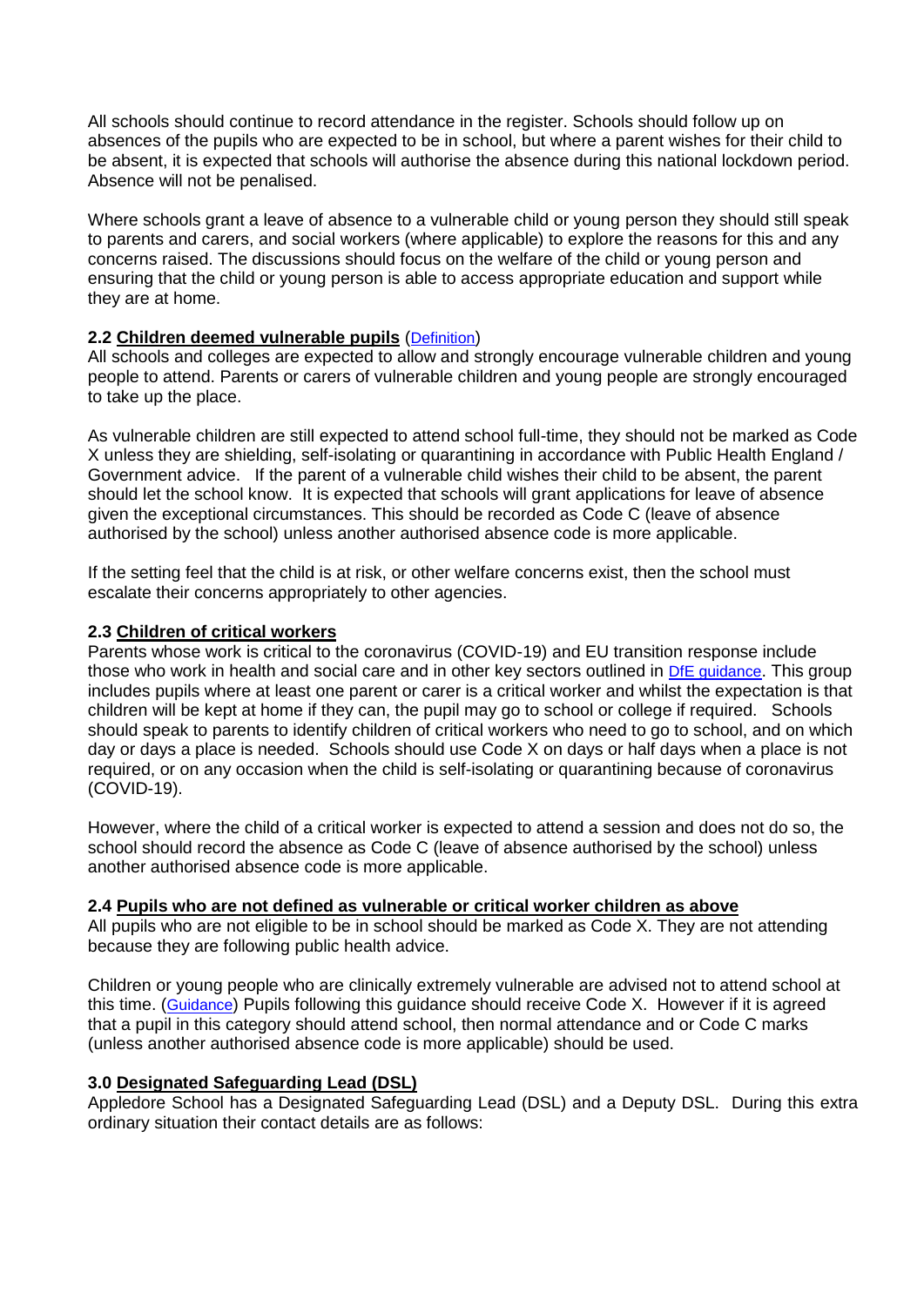All schools should continue to record attendance in the register. Schools should follow up on absences of the pupils who are expected to be in school, but where a parent wishes for their child to be absent, it is expected that schools will authorise the absence during this national lockdown period. Absence will not be penalised.

Where schools grant a leave of absence to a vulnerable child or young person they should still speak to parents and carers, and social workers (where applicable) to explore the reasons for this and any concerns raised. The discussions should focus on the welfare of the child or young person and ensuring that the child or young person is able to access appropriate education and support while they are at home.

**2.2 Children deemed vulnerable pupils** (Definition)

All schools and colleges are expected to allow and strongly encourage vulnerable children and young people to attend. Parents or carers of vulnerable children and young people are strongly encouraged to take up the place.

As vulnerable children are still expected to attend school full-time, they should not be marked as Code X unless they are shielding, self-isolating or quarantining in accordance with Public Health England / Government advice. If the parent of a vulnerable child wishes their child to be absent, the parent should let the school know. It is expected that schools will grant applications for leave of absence given the exceptional circumstances. This should be recorded as Code C (leave of absence authorised by the school) unless another authorised absence code is more applicable.

If the setting feel that the child is at risk, or other welfare concerns exist, then the school must escalate their concerns appropriately to other agencies.

**2.3 Children of critical workers**

Parents whose work is critical to the coronavirus (COVID-19) and EU transition response include those who work in health and social care and in other key sectors outlined in DfE guidance. This group includes pupils where at least one parent or carer is a critical worker and whilst the expectation is that children will be kept at home if they can, the pupil may go to school or college if required. Schools should speak to parents to identify children of critical workers who need to go to school, and on which day or days a place is needed. Schools should use Code X on days or half days when a place is not required, or on any occasion when the child is self-isolating or quarantining because of coronavirus (COVID-19).

However, where the child of a critical worker is expected to attend a session and does not do so, the school should record the absence as Code C (leave of absence authorised by the school) unless another authorised absence code is more applicable.

**2.4 Pupils who are not defined as vulnerable or critical worker children as above**

All pupils who are not eligible to be in school should be marked as Code X. They are not attending because they are following public health advice.

Children or young people who are clinically extremely vulnerable are advised not to attend school at this time. (Guidance) Pupils following this guidance should receive Code X. However if it is agreed that a pupil in this category should attend school, then normal attendance and or Code C marks (unless another authorised absence code is more applicable) should be used.

**3.0 Designated Safeguarding Lead (DSL)**

Appledore School has a Designated Safeguarding Lead (DSL) and a Deputy DSL. During this extra ordinary situation their contact details are as follows: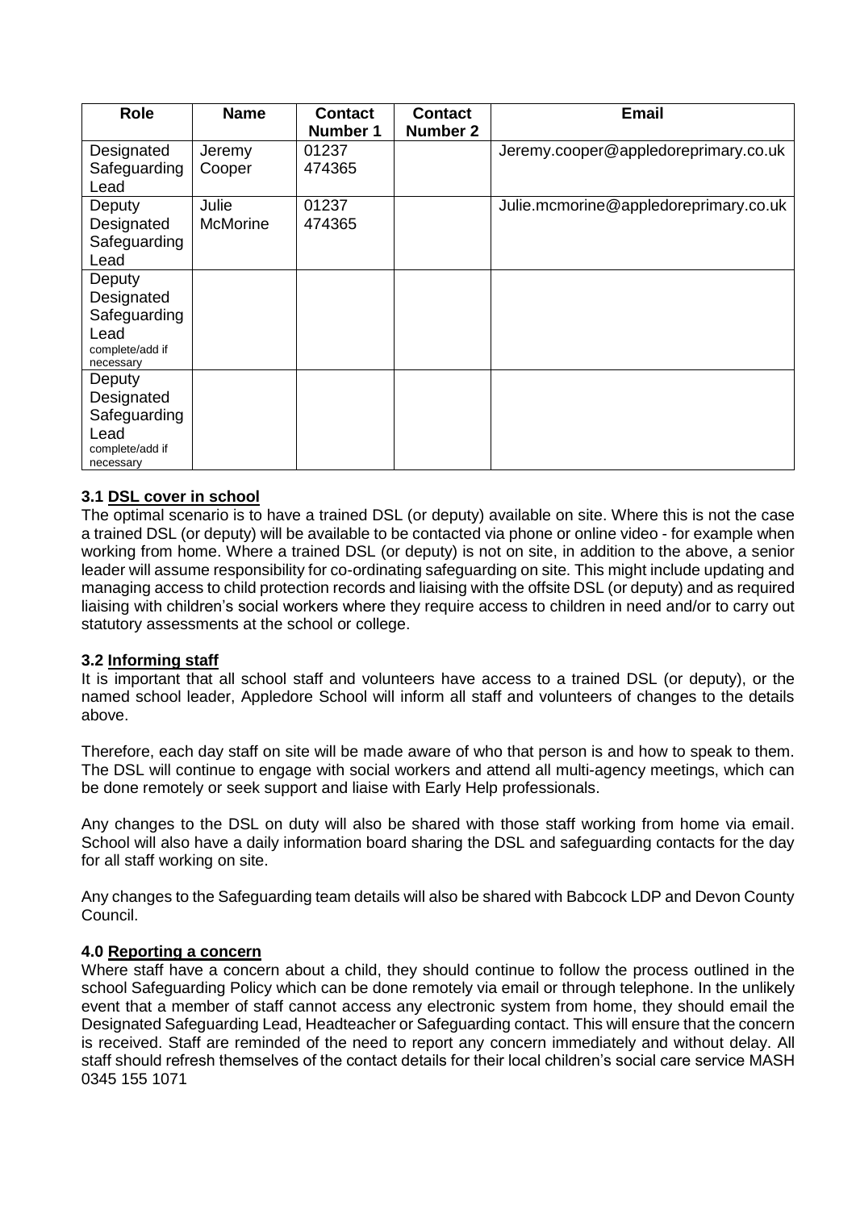| Role | Name | Contact Number 1 | Contact Number 2 | Email |
|---|---|---|---|---|
| Designated Safeguarding Lead | Jeremy Cooper | 01237 474365 | | Jeremy.cooper@appledoreprimary.co.uk |
| Deputy Designated Safeguarding Lead | Julie McMorine | 01237 474365 | | Julie.mcmorine@appledoreprimary.co.uk |
| Deputy Designated Safeguarding Lead complete/add if necessary | | | | |
| Deputy Designated Safeguarding Lead complete/add if necessary | | | | |

### 3.1 DSL cover in school

The optimal scenario is to have a trained DSL (or deputy) available on site. Where this is not the case a trained DSL (or deputy) will be available to be contacted via phone or online video - for example when working from home. Where a trained DSL (or deputy) is not on site, in addition to the above, a senior leader will assume responsibility for co-ordinating safeguarding on site. This might include updating and managing access to child protection records and liaising with the offsite DSL (or deputy) and as required liaising with children's social workers where they require access to children in need and/or to carry out statutory assessments at the school or college.

### 3.2 Informing staff

It is important that all school staff and volunteers have access to a trained DSL (or deputy), or the named school leader, Appledore School will inform all staff and volunteers of changes to the details above.

Therefore, each day staff on site will be made aware of who that person is and how to speak to them. The DSL will continue to engage with social workers and attend all multi-agency meetings, which can be done remotely or seek support and liaise with Early Help professionals.

Any changes to the DSL on duty will also be shared with those staff working from home via email. School will also have a daily information board sharing the DSL and safeguarding contacts for the day for all staff working on site.

Any changes to the Safeguarding team details will also be shared with Babcock LDP and Devon County Council.

### 4.0 Reporting a concern

Where staff have a concern about a child, they should continue to follow the process outlined in the school Safeguarding Policy which can be done remotely via email or through telephone. In the unlikely event that a member of staff cannot access any electronic system from home, they should email the Designated Safeguarding Lead, Headteacher or Safeguarding contact. This will ensure that the concern is received. Staff are reminded of the need to report any concern immediately and without delay. All staff should refresh themselves of the contact details for their local children's social care service MASH 0345 155 1071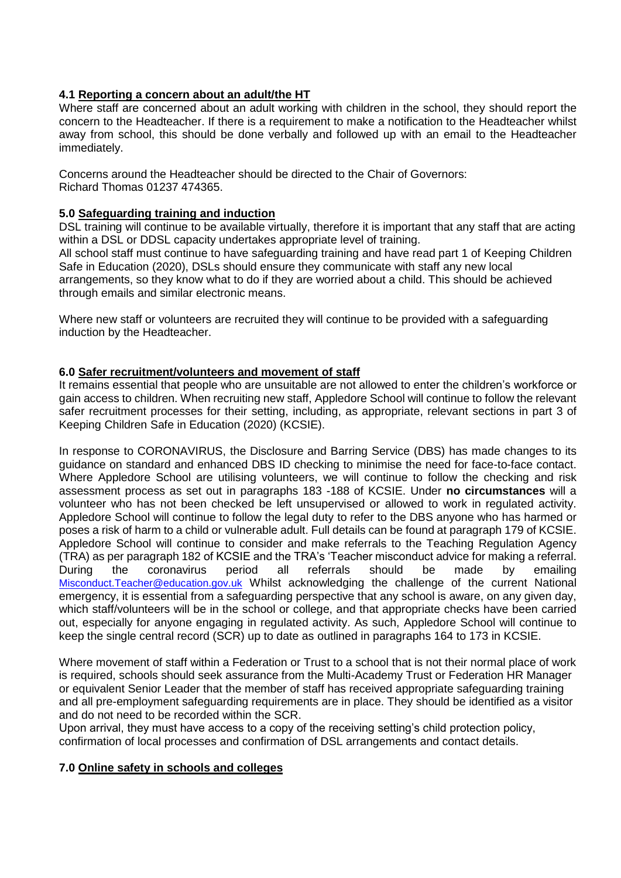### 4.1 Reporting a concern about an adult/the HT

Where staff are concerned about an adult working with children in the school, they should report the concern to the Headteacher. If there is a requirement to make a notification to the Headteacher whilst away from school, this should be done verbally and followed up with an email to the Headteacher immediately.

Concerns around the Headteacher should be directed to the Chair of Governors:
Richard Thomas 01237 474365.

### 5.0 Safeguarding training and induction

DSL training will continue to be available virtually, therefore it is important that any staff that are acting within a DSL or DDSL capacity undertakes appropriate level of training.
All school staff must continue to have safeguarding training and have read part 1 of Keeping Children Safe in Education (2020), DSLs should ensure they communicate with staff any new local arrangements, so they know what to do if they are worried about a child. This should be achieved through emails and similar electronic means.

Where new staff or volunteers are recruited they will continue to be provided with a safeguarding induction by the Headteacher.

### 6.0 Safer recruitment/volunteers and movement of staff

It remains essential that people who are unsuitable are not allowed to enter the children's workforce or gain access to children. When recruiting new staff, Appledore School will continue to follow the relevant safer recruitment processes for their setting, including, as appropriate, relevant sections in part 3 of Keeping Children Safe in Education (2020) (KCSIE).

In response to CORONAVIRUS, the Disclosure and Barring Service (DBS) has made changes to its guidance on standard and enhanced DBS ID checking to minimise the need for face-to-face contact. Where Appledore School are utilising volunteers, we will continue to follow the checking and risk assessment process as set out in paragraphs 183 -188 of KCSIE. Under **no circumstances** will a volunteer who has not been checked be left unsupervised or allowed to work in regulated activity. Appledore School will continue to follow the legal duty to refer to the DBS anyone who has harmed or poses a risk of harm to a child or vulnerable adult. Full details can be found at paragraph 179 of KCSIE. Appledore School will continue to consider and make referrals to the Teaching Regulation Agency (TRA) as per paragraph 182 of KCSIE and the TRA's 'Teacher misconduct advice for making a referral. During the coronavirus period all referrals should be made by emailing Misconduct.Teacher@education.gov.uk Whilst acknowledging the challenge of the current National emergency, it is essential from a safeguarding perspective that any school is aware, on any given day, which staff/volunteers will be in the school or college, and that appropriate checks have been carried out, especially for anyone engaging in regulated activity. As such, Appledore School will continue to keep the single central record (SCR) up to date as outlined in paragraphs 164 to 173 in KCSIE.

Where movement of staff within a Federation or Trust to a school that is not their normal place of work is required, schools should seek assurance from the Multi-Academy Trust or Federation HR Manager or equivalent Senior Leader that the member of staff has received appropriate safeguarding training and all pre-employment safeguarding requirements are in place. They should be identified as a visitor and do not need to be recorded within the SCR.
Upon arrival, they must have access to a copy of the receiving setting's child protection policy, confirmation of local processes and confirmation of DSL arrangements and contact details.

### 7.0 Online safety in schools and colleges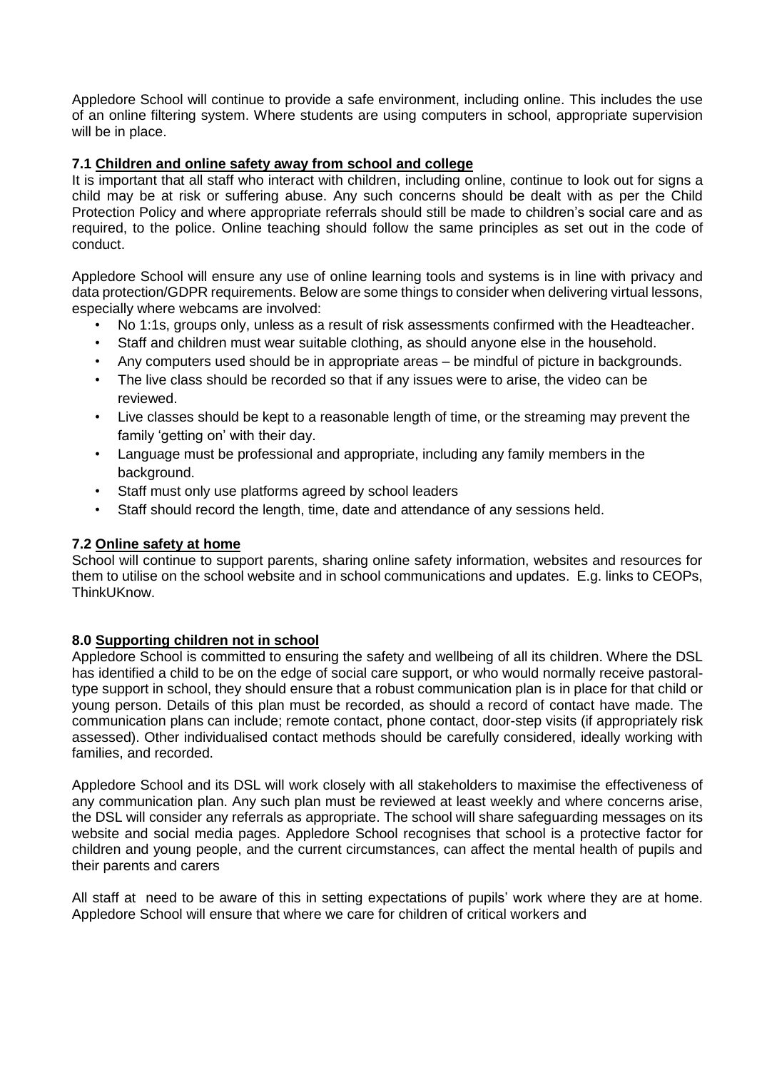Appledore School will continue to provide a safe environment, including online. This includes the use of an online filtering system. Where students are using computers in school, appropriate supervision will be in place.

### 7.1 Children and online safety away from school and college

It is important that all staff who interact with children, including online, continue to look out for signs a child may be at risk or suffering abuse. Any such concerns should be dealt with as per the Child Protection Policy and where appropriate referrals should still be made to children's social care and as required, to the police. Online teaching should follow the same principles as set out in the code of conduct.

Appledore School will ensure any use of online learning tools and systems is in line with privacy and data protection/GDPR requirements. Below are some things to consider when delivering virtual lessons, especially where webcams are involved:

- No 1:1s, groups only, unless as a result of risk assessments confirmed with the Headteacher.
- Staff and children must wear suitable clothing, as should anyone else in the household.
- Any computers used should be in appropriate areas – be mindful of picture in backgrounds.
- The live class should be recorded so that if any issues were to arise, the video can be reviewed.
- Live classes should be kept to a reasonable length of time, or the streaming may prevent the family 'getting on' with their day.
- Language must be professional and appropriate, including any family members in the background.
- Staff must only use platforms agreed by school leaders
- Staff should record the length, time, date and attendance of any sessions held.

### 7.2 Online safety at home

School will continue to support parents, sharing online safety information, websites and resources for them to utilise on the school website and in school communications and updates. E.g. links to CEOPs, ThinkUKnow.

## 8.0 Supporting children not in school

Appledore School is committed to ensuring the safety and wellbeing of all its children. Where the DSL has identified a child to be on the edge of social care support, or who would normally receive pastoral-type support in school, they should ensure that a robust communication plan is in place for that child or young person. Details of this plan must be recorded, as should a record of contact have made. The communication plans can include; remote contact, phone contact, door-step visits (if appropriately risk assessed). Other individualised contact methods should be carefully considered, ideally working with families, and recorded.

Appledore School and its DSL will work closely with all stakeholders to maximise the effectiveness of any communication plan. Any such plan must be reviewed at least weekly and where concerns arise, the DSL will consider any referrals as appropriate. The school will share safeguarding messages on its website and social media pages. Appledore School recognises that school is a protective factor for children and young people, and the current circumstances, can affect the mental health of pupils and their parents and carers

All staff at need to be aware of this in setting expectations of pupils' work where they are at home. Appledore School will ensure that where we care for children of critical workers and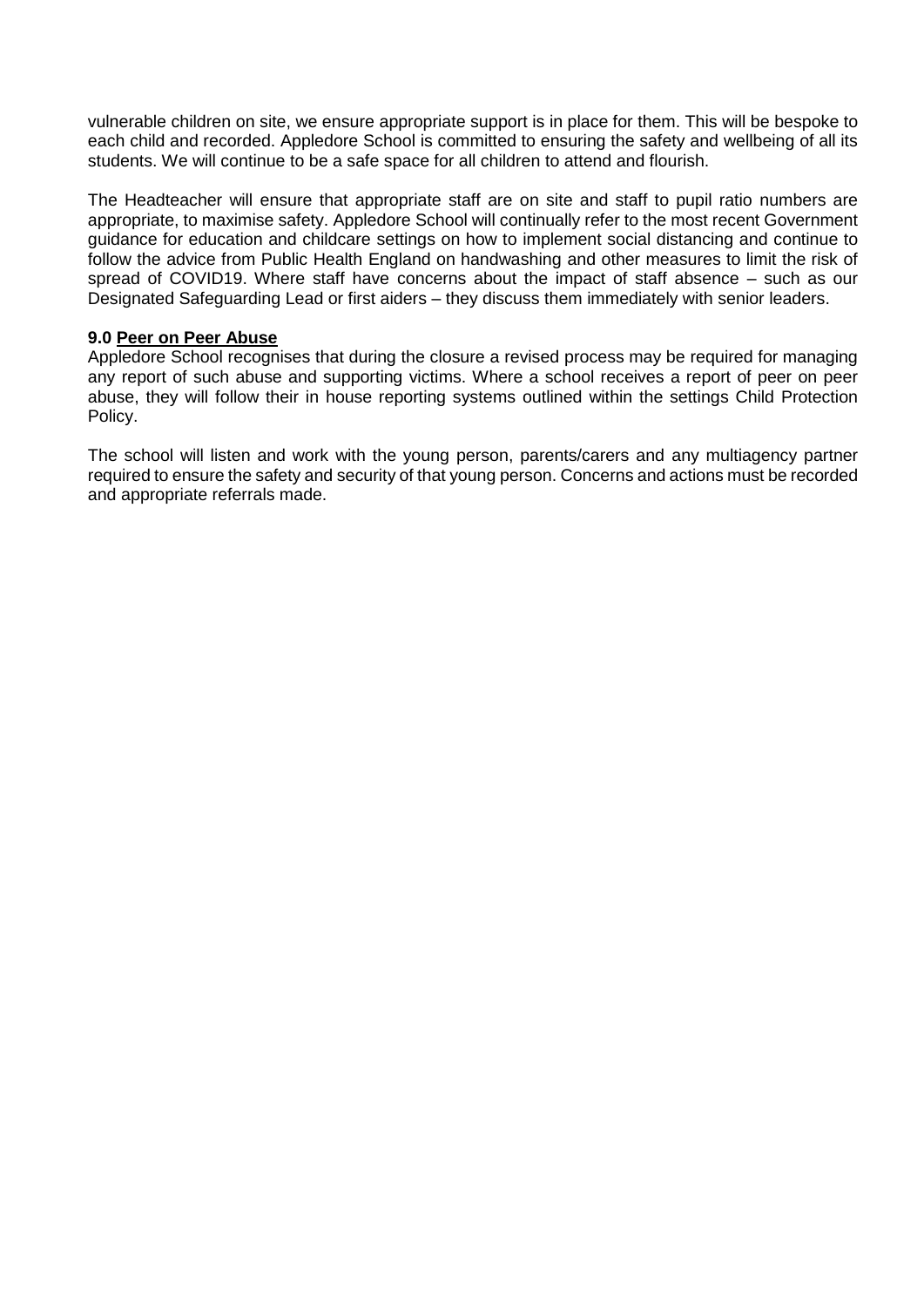vulnerable children on site, we ensure appropriate support is in place for them. This will be bespoke to each child and recorded. Appledore School is committed to ensuring the safety and wellbeing of all its students. We will continue to be a safe space for all children to attend and flourish.

The Headteacher will ensure that appropriate staff are on site and staff to pupil ratio numbers are appropriate, to maximise safety. Appledore School will continually refer to the most recent Government guidance for education and childcare settings on how to implement social distancing and continue to follow the advice from Public Health England on handwashing and other measures to limit the risk of spread of COVID19. Where staff have concerns about the impact of staff absence – such as our Designated Safeguarding Lead or first aiders – they discuss them immediately with senior leaders.

**9.0 Peer on Peer Abuse**

Appledore School recognises that during the closure a revised process may be required for managing any report of such abuse and supporting victims. Where a school receives a report of peer on peer abuse, they will follow their in house reporting systems outlined within the settings Child Protection Policy.

The school will listen and work with the young person, parents/carers and any multiagency partner required to ensure the safety and security of that young person. Concerns and actions must be recorded and appropriate referrals made.